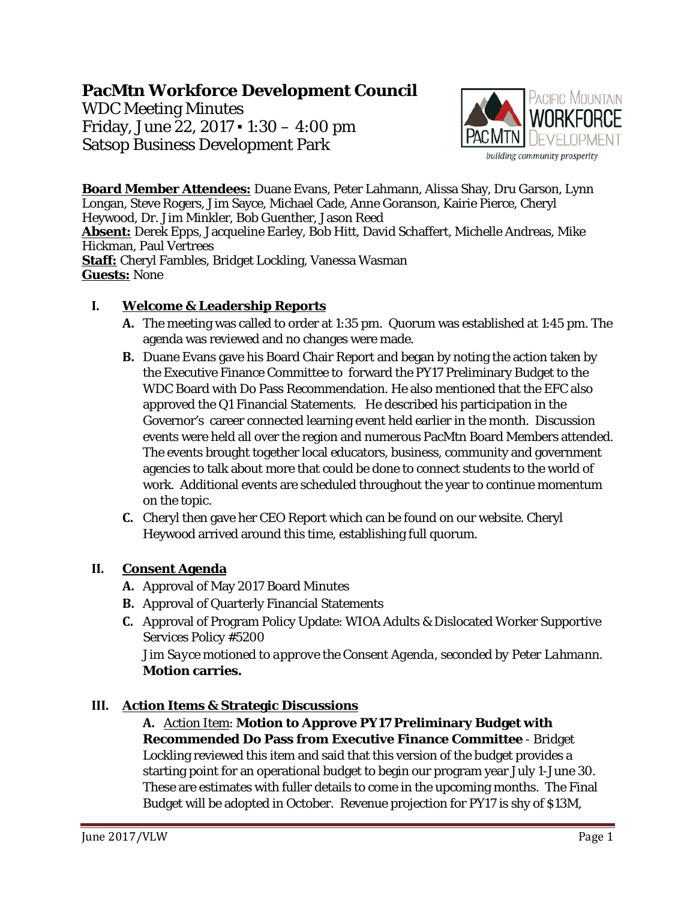# PacMtn Workforce Development Council

WDC Meeting Minutes
Friday, June 22, 2017 ▪ 1:30 – 4:00 pm
Satsop Business Development Park

**Board Member Attendees:** Duane Evans, Peter Lahmann, Alissa Shay, Dru Garson, Lynn Longan, Steve Rogers, Jim Sayce, Michael Cade, Anne Goranson, Kairie Pierce, Cheryl Heywood, Dr. Jim Minkler, Bob Guenther, Jason Reed
**Absent:** Derek Epps, Jacqueline Earley, Bob Hitt, David Schaffert, Michelle Andreas, Mike Hickman, Paul Vertrees
**Staff:** Cheryl Fambles, Bridget Lockling, Vanessa Wasman
**Guests:** None

## I. Welcome & Leadership Reports

**A.** The meeting was called to order at 1:35 pm. Quorum was established at 1:45 pm. The agenda was reviewed and no changes were made.

**B.** Duane Evans gave his Board Chair Report and began by noting the action taken by the Executive Finance Committee to forward the PY17 Preliminary Budget to the WDC Board with Do Pass Recommendation. He also mentioned that the EFC also approved the Q1 Financial Statements. He described his participation in the Governor's career connected learning event held earlier in the month. Discussion events were held all over the region and numerous PacMtn Board Members attended. The events brought together local educators, business, community and government agencies to talk about more that could be done to connect students to the world of work. Additional events are scheduled throughout the year to continue momentum on the topic.

**C.** Cheryl then gave her CEO Report which can be found on our website. Cheryl Heywood arrived around this time, establishing full quorum.

## II. Consent Agenda

**A.** Approval of May 2017 Board Minutes

**B.** Approval of Quarterly Financial Statements

**C.** Approval of Program Policy Update: WIOA Adults & Dislocated Worker Supportive Services Policy #5200

*Jim Sayce motioned to approve the Consent Agenda, seconded by Peter Lahmann.* **Motion carries.**

## III. Action Items & Strategic Discussions

**A.** Action Item: **Motion to Approve PY17 Preliminary Budget with Recommended Do Pass from Executive Finance Committee** - Bridget Lockling reviewed this item and said that this version of the budget provides a starting point for an operational budget to begin our program year July 1-June 30. These are estimates with fuller details to come in the upcoming months. The Final Budget will be adopted in October. Revenue projection for PY17 is shy of $13M,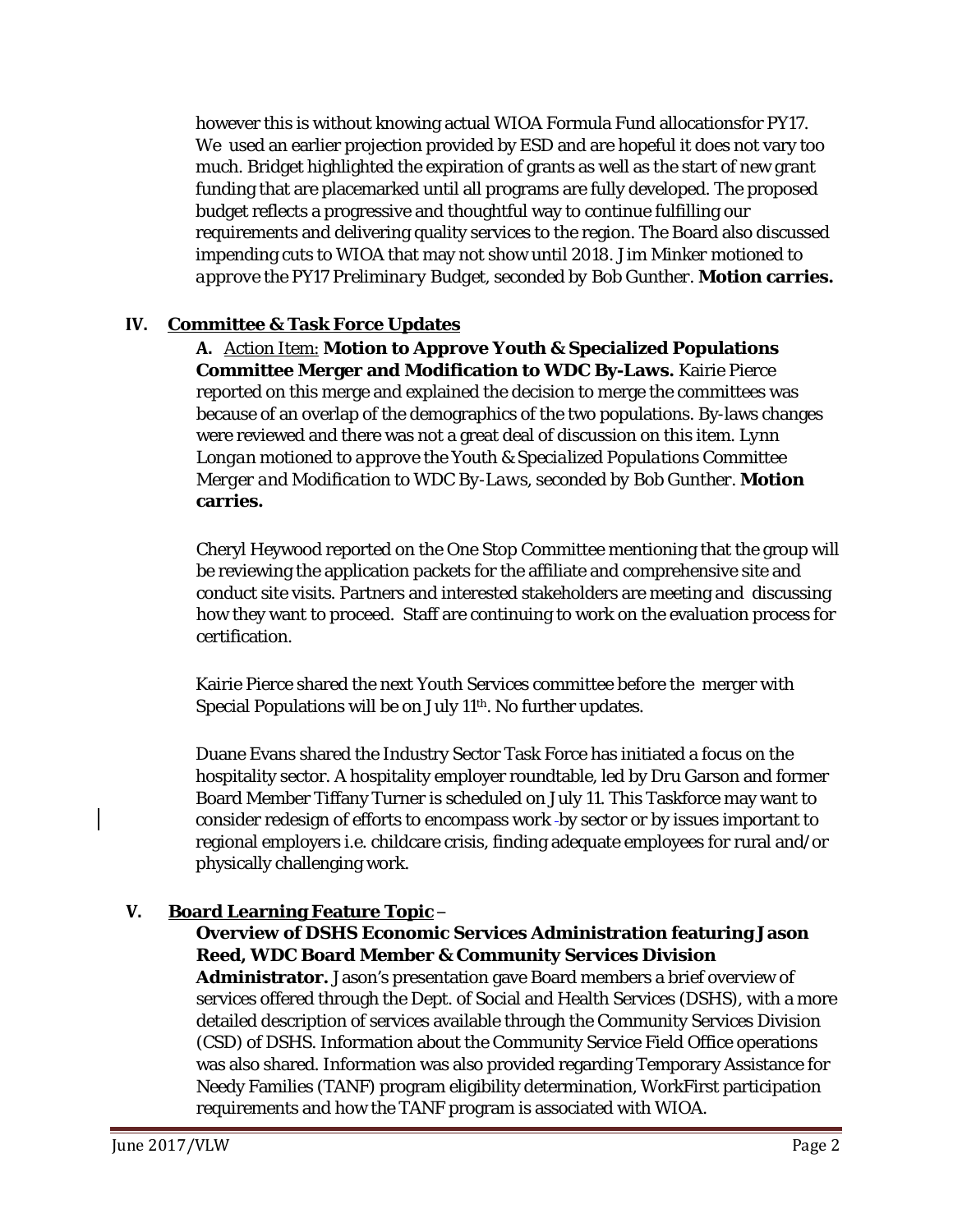however this is without knowing actual WIOA Formula Fund allocationsfor PY17. We used an earlier projection provided by ESD and are hopeful it does not vary too much. Bridget highlighted the expiration of grants as well as the start of new grant funding that are placemarked until all programs are fully developed. The proposed budget reflects a progressive and thoughtful way to continue fulfilling our requirements and delivering quality services to the region. The Board also discussed impending cuts to WIOA that may not show until 2018. Jim Minker motioned to *approve the PY17 Preliminary Budget*, seconded by Bob Gunther. **Motion carries.**

## IV. Committee & Task Force Updates

**A.** Action Item: **Motion to Approve Youth & Specialized Populations Committee Merger and Modification to WDC By-Laws.** Kairie Pierce reported on this merge and explained the decision to merge the committees was because of an overlap of the demographics of the two populations. By-laws changes were reviewed and there was not a great deal of discussion on this item. Lynn Longan motioned to *approve the Youth & Specialized Populations Committee Merger and Modification to WDC By-Laws*, seconded by Bob Gunther. **Motion carries.**

Cheryl Heywood reported on the One Stop Committee mentioning that the group will be reviewing the application packets for the affiliate and comprehensive site and conduct site visits. Partners and interested stakeholders are meeting and discussing how they want to proceed. Staff are continuing to work on the evaluation process for certification.

Kairie Pierce shared the next Youth Services committee before the merger with Special Populations will be on July 11th. No further updates.

Duane Evans shared the Industry Sector Task Force has initiated a focus on the hospitality sector. A hospitality employer roundtable, led by Dru Garson and former Board Member Tiffany Turner is scheduled on July 11. This Taskforce may want to consider redesign of efforts to encompass work by sector or by issues important to regional employers i.e. childcare crisis, finding adequate employees for rural and/or physically challenging work.

## V. Board Learning Feature Topic –

**Overview of DSHS Economic Services Administration featuring Jason Reed, WDC Board Member & Community Services Division Administrator.** Jason's presentation gave Board members a brief overview of services offered through the Dept. of Social and Health Services (DSHS), with a more detailed description of services available through the Community Services Division (CSD) of DSHS. Information about the Community Service Field Office operations was also shared. Information was also provided regarding Temporary Assistance for Needy Families (TANF) program eligibility determination, WorkFirst participation requirements and how the TANF program is associated with WIOA.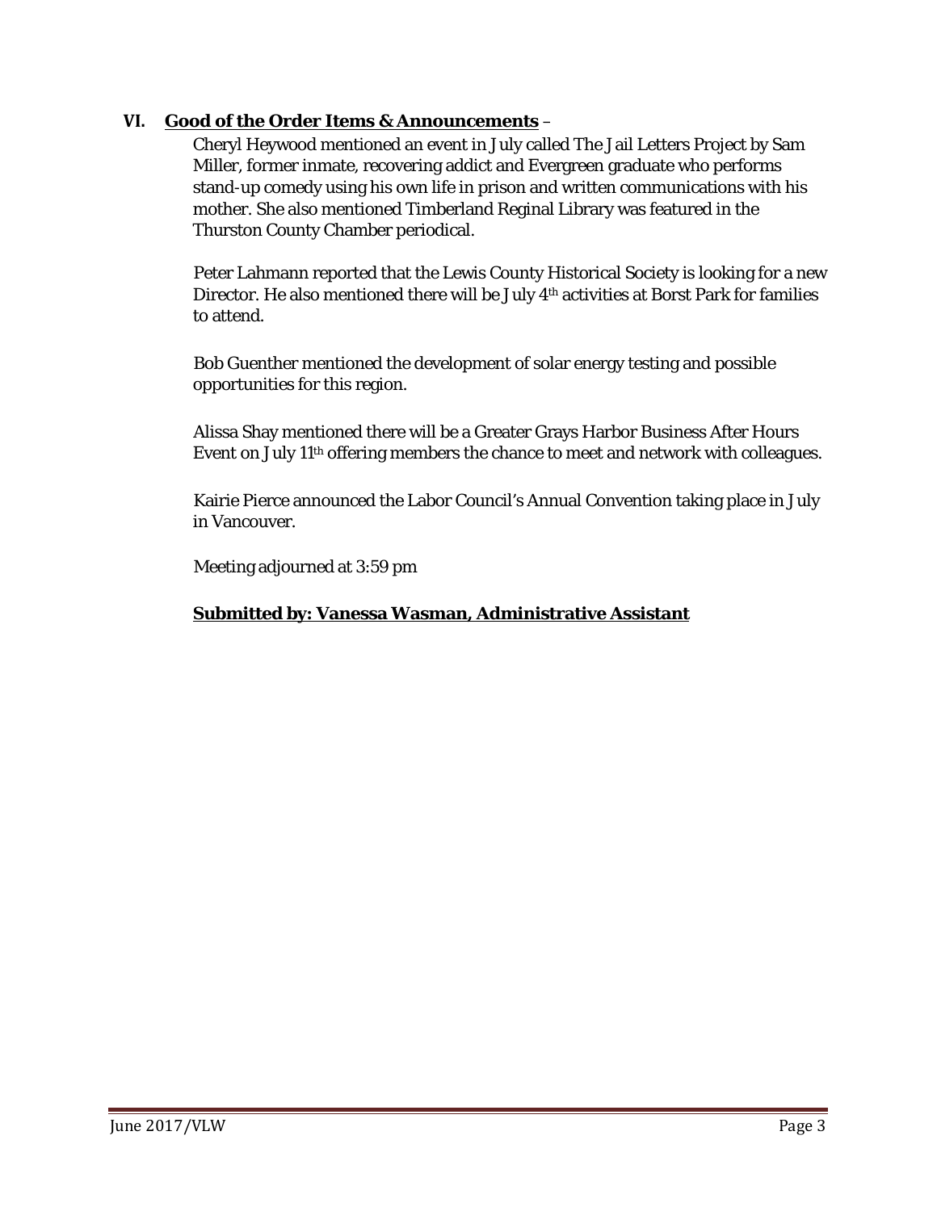## VI. Good of the Order Items & Announcements –

Cheryl Heywood mentioned an event in July called The Jail Letters Project by Sam Miller, former inmate, recovering addict and Evergreen graduate who performs stand-up comedy using his own life in prison and written communications with his mother. She also mentioned Timberland Reginal Library was featured in the Thurston County Chamber periodical.

Peter Lahmann reported that the Lewis County Historical Society is looking for a new Director. He also mentioned there will be July 4th activities at Borst Park for families to attend.

Bob Guenther mentioned the development of solar energy testing and possible opportunities for this region.

Alissa Shay mentioned there will be a Greater Grays Harbor Business After Hours Event on July 11th offering members the chance to meet and network with colleagues.

Kairie Pierce announced the Labor Council's Annual Convention taking place in July in Vancouver.

Meeting adjourned at 3:59 pm

**Submitted by: Vanessa Wasman, Administrative Assistant**